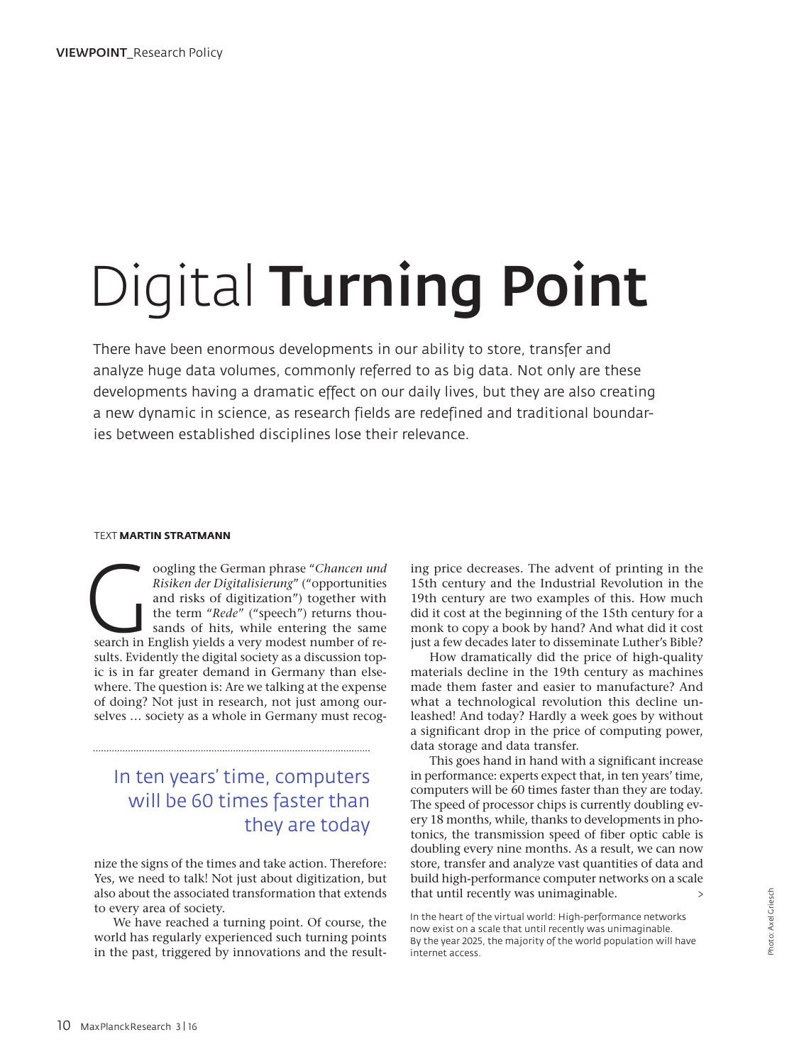VIEWPOINT_Research Policy

# Digital **Turning Point**

There have been enormous developments in our ability to store, transfer and analyze huge data volumes, commonly referred to as big data. Not only are these developments having a dramatic effect on our daily lives, but they are also creating a new dynamic in science, as research fields are redefined and traditional boundaries between established disciplines lose their relevance.

TEXT **MARTIN STRATMANN**

Googling the German phrase "*Chancen und Risiken der Digitalisierung*" ("opportunities and risks of digitization") together with the term "*Rede*" ("speech") returns thousands of hits, while entering the same search in English yields a very modest number of results. Evidently the digital society as a discussion topic is in far greater demand in Germany than elsewhere. The question is: Are we talking at the expense of doing? Not just in research, not just among ourselves … society as a whole in Germany must recognize the signs of the times and take action. Therefore: Yes, we need to talk! Not just about digitization, but also about the associated transformation that extends to every area of society.

> In ten years' time, computers will be 60 times faster than they are today

We have reached a turning point. Of course, the world has regularly experienced such turning points in the past, triggered by innovations and the resulting price decreases. The advent of printing in the 15th century and the Industrial Revolution in the 19th century are two examples of this. How much did it cost at the beginning of the 15th century for a monk to copy a book by hand? And what did it cost just a few decades later to disseminate Luther's Bible?

How dramatically did the price of high-quality materials decline in the 19th century as machines made them faster and easier to manufacture? And what a technological revolution this decline unleashed! And today? Hardly a week goes by without a significant drop in the price of computing power, data storage and data transfer.

This goes hand in hand with a significant increase in performance: experts expect that, in ten years' time, computers will be 60 times faster than they are today. The speed of processor chips is currently doubling every 18 months, while, thanks to developments in photonics, the transmission speed of fiber optic cable is doubling every nine months. As a result, we can now store, transfer and analyze vast quantities of data and build high-performance computer networks on a scale that until recently was unimaginable. >

In the heart of the virtual world: High-performance networks now exist on a scale that until recently was unimaginable. By the year 2025, the majority of the world population will have internet access.

Photo: Axel Griesch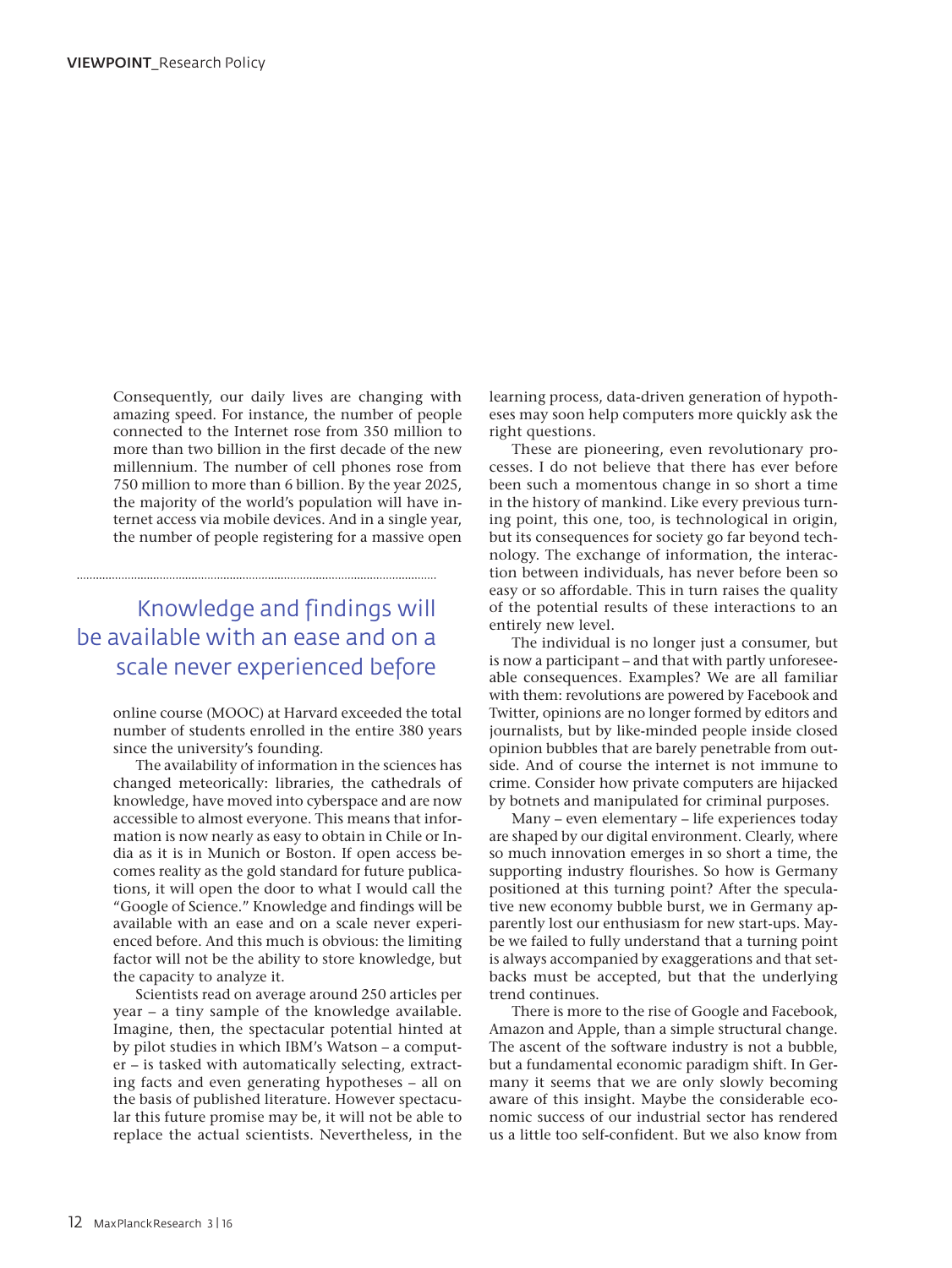Consequently, our daily lives are changing with amazing speed. For instance, the number of people connected to the Internet rose from 350 million to more than two billion in the first decade of the new millennium. The number of cell phones rose from 750 million to more than 6 billion. By the year 2025, the majority of the world's population will have internet access via mobile devices. And in a single year, the number of people registering for a massive open online course (MOOC) at Harvard exceeded the total number of students enrolled in the entire 380 years since the university's founding.

> Knowledge and findings will be available with an ease and on a scale never experienced before

The availability of information in the sciences has changed meteorically: libraries, the cathedrals of knowledge, have moved into cyberspace and are now accessible to almost everyone. This means that information is now nearly as easy to obtain in Chile or India as it is in Munich or Boston. If open access becomes reality as the gold standard for future publications, it will open the door to what I would call the "Google of Science." Knowledge and findings will be available with an ease and on a scale never experienced before. And this much is obvious: the limiting factor will not be the ability to store knowledge, but the capacity to analyze it.

Scientists read on average around 250 articles per year – a tiny sample of the knowledge available. Imagine, then, the spectacular potential hinted at by pilot studies in which IBM's Watson – a computer – is tasked with automatically selecting, extracting facts and even generating hypotheses – all on the basis of published literature. However spectacular this future promise may be, it will not be able to replace the actual scientists. Nevertheless, in the learning process, data-driven generation of hypotheses may soon help computers more quickly ask the right questions.

These are pioneering, even revolutionary processes. I do not believe that there has ever before been such a momentous change in so short a time in the history of mankind. Like every previous turning point, this one, too, is technological in origin, but its consequences for society go far beyond technology. The exchange of information, the interaction between individuals, has never before been so easy or so affordable. This in turn raises the quality of the potential results of these interactions to an entirely new level.

The individual is no longer just a consumer, but is now a participant – and that with partly unforeseeable consequences. Examples? We are all familiar with them: revolutions are powered by Facebook and Twitter, opinions are no longer formed by editors and journalists, but by like-minded people inside closed opinion bubbles that are barely penetrable from outside. And of course the internet is not immune to crime. Consider how private computers are hijacked by botnets and manipulated for criminal purposes.

Many – even elementary – life experiences today are shaped by our digital environment. Clearly, where so much innovation emerges in so short a time, the supporting industry flourishes. So how is Germany positioned at this turning point? After the speculative new economy bubble burst, we in Germany apparently lost our enthusiasm for new start-ups. Maybe we failed to fully understand that a turning point is always accompanied by exaggerations and that setbacks must be accepted, but that the underlying trend continues.

There is more to the rise of Google and Facebook, Amazon and Apple, than a simple structural change. The ascent of the software industry is not a bubble, but a fundamental economic paradigm shift. In Germany it seems that we are only slowly becoming aware of this insight. Maybe the considerable economic success of our industrial sector has rendered us a little too self-confident. But we also know from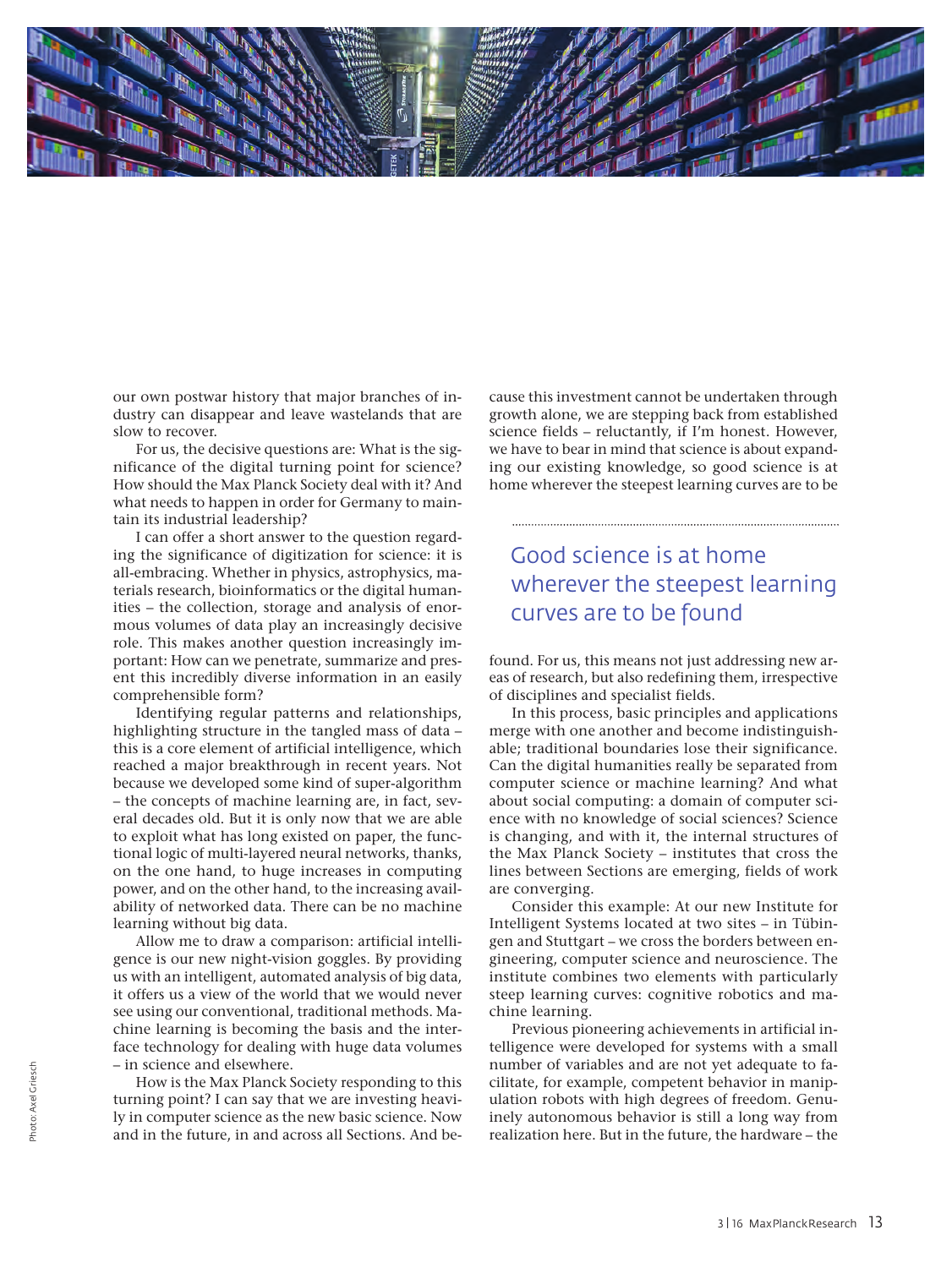our own postwar history that major branches of industry can disappear and leave wastelands that are slow to recover.

For us, the decisive questions are: What is the significance of the digital turning point for science? How should the Max Planck Society deal with it? And what needs to happen in order for Germany to maintain its industrial leadership?

I can offer a short answer to the question regarding the significance of digitization for science: it is all-embracing. Whether in physics, astrophysics, materials research, bioinformatics or the digital humanities – the collection, storage and analysis of enormous volumes of data play an increasingly decisive role. This makes another question increasingly important: How can we penetrate, summarize and present this incredibly diverse information in an easily comprehensible form?

Identifying regular patterns and relationships, highlighting structure in the tangled mass of data – this is a core element of artificial intelligence, which reached a major breakthrough in recent years. Not because we developed some kind of super-algorithm – the concepts of machine learning are, in fact, several decades old. But it is only now that we are able to exploit what has long existed on paper, the functional logic of multi-layered neural networks, thanks, on the one hand, to huge increases in computing power, and on the other hand, to the increasing availability of networked data. There can be no machine learning without big data.

Allow me to draw a comparison: artificial intelligence is our new night-vision goggles. By providing us with an intelligent, automated analysis of big data, it offers us a view of the world that we would never see using our conventional, traditional methods. Machine learning is becoming the basis and the interface technology for dealing with huge data volumes – in science and elsewhere.

How is the Max Planck Society responding to this turning point? I can say that we are investing heavily in computer science as the new basic science. Now and in the future, in and across all Sections. And because this investment cannot be undertaken through growth alone, we are stepping back from established science fields – reluctantly, if I'm honest. However, we have to bear in mind that science is about expanding our existing knowledge, so good science is at home wherever the steepest learning curves are to be found. For us, this means not just addressing new areas of research, but also redefining them, irrespective of disciplines and specialist fields.

> Good science is at home wherever the steepest learning curves are to be found

In this process, basic principles and applications merge with one another and become indistinguishable; traditional boundaries lose their significance. Can the digital humanities really be separated from computer science or machine learning? And what about social computing: a domain of computer science with no knowledge of social sciences? Science is changing, and with it, the internal structures of the Max Planck Society – institutes that cross the lines between Sections are emerging, fields of work are converging.

Consider this example: At our new Institute for Intelligent Systems located at two sites – in Tübingen and Stuttgart – we cross the borders between engineering, computer science and neuroscience. The institute combines two elements with particularly steep learning curves: cognitive robotics and machine learning.

Previous pioneering achievements in artificial intelligence were developed for systems with a small number of variables and are not yet adequate to facilitate, for example, competent behavior in manipulation robots with high degrees of freedom. Genuinely autonomous behavior is still a long way from realization here. But in the future, the hardware – the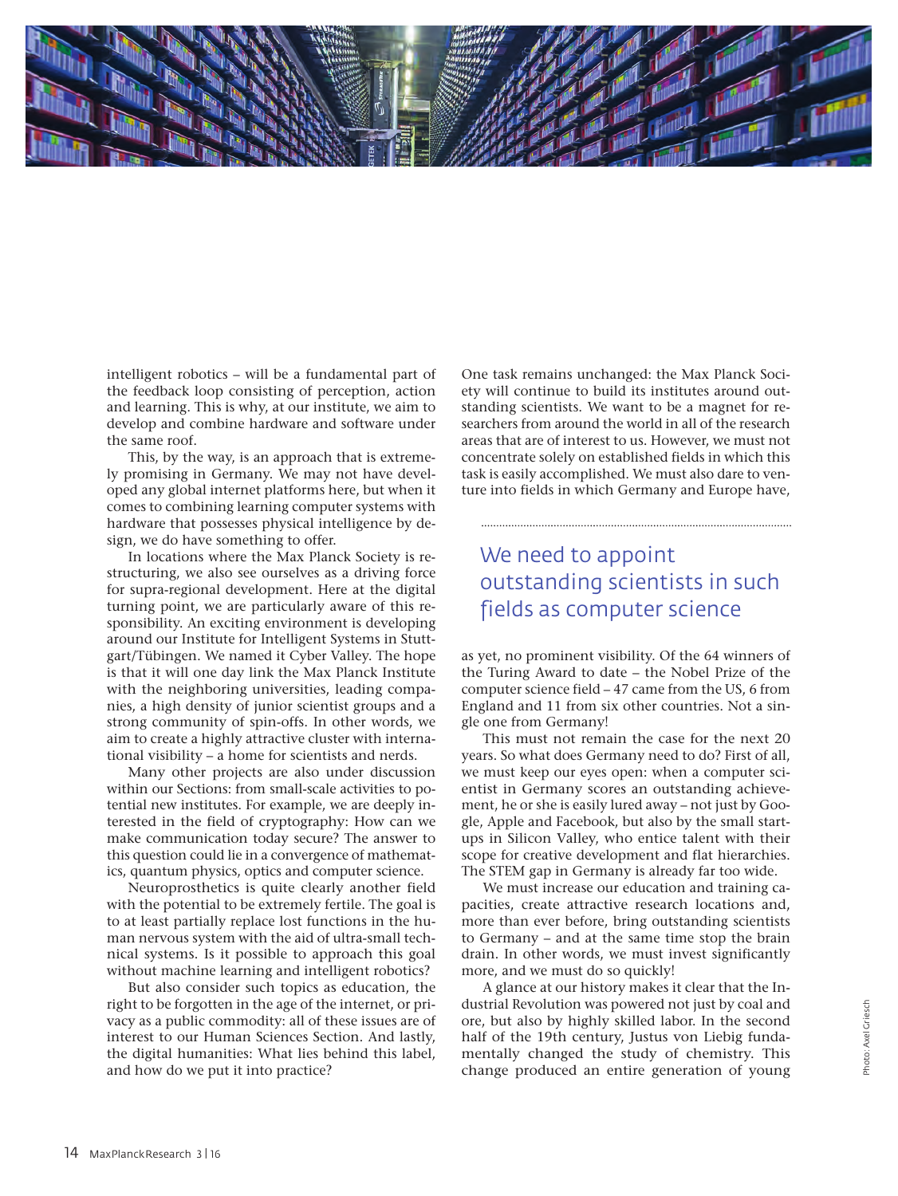intelligent robotics – will be a fundamental part of the feedback loop consisting of perception, action and learning. This is why, at our institute, we aim to develop and combine hardware and software under the same roof.

This, by the way, is an approach that is extremely promising in Germany. We may not have developed any global internet platforms here, but when it comes to combining learning computer systems with hardware that possesses physical intelligence by design, we do have something to offer.

In locations where the Max Planck Society is restructuring, we also see ourselves as a driving force for supra-regional development. Here at the digital turning point, we are particularly aware of this responsibility. An exciting environment is developing around our Institute for Intelligent Systems in Stuttgart/Tübingen. We named it Cyber Valley. The hope is that it will one day link the Max Planck Institute with the neighboring universities, leading companies, a high density of junior scientist groups and a strong community of spin-offs. In other words, we aim to create a highly attractive cluster with international visibility – a home for scientists and nerds.

Many other projects are also under discussion within our Sections: from small-scale activities to potential new institutes. For example, we are deeply interested in the field of cryptography: How can we make communication today secure? The answer to this question could lie in a convergence of mathematics, quantum physics, optics and computer science.

Neuroprosthetics is quite clearly another field with the potential to be extremely fertile. The goal is to at least partially replace lost functions in the human nervous system with the aid of ultra-small technical systems. Is it possible to approach this goal without machine learning and intelligent robotics?

But also consider such topics as education, the right to be forgotten in the age of the internet, or privacy as a public commodity: all of these issues are of interest to our Human Sciences Section. And lastly, the digital humanities: What lies behind this label, and how do we put it into practice?

One task remains unchanged: the Max Planck Society will continue to build its institutes around outstanding scientists. We want to be a magnet for researchers from around the world in all of the research areas that are of interest to us. However, we must not concentrate solely on established fields in which this task is easily accomplished. We must also dare to venture into fields in which Germany and Europe have, as yet, no prominent visibility. Of the 64 winners of the Turing Award to date – the Nobel Prize of the computer science field – 47 came from the US, 6 from England and 11 from six other countries. Not a single one from Germany!

> We need to appoint outstanding scientists in such fields as computer science

This must not remain the case for the next 20 years. So what does Germany need to do? First of all, we must keep our eyes open: when a computer scientist in Germany scores an outstanding achievement, he or she is easily lured away – not just by Google, Apple and Facebook, but also by the small startups in Silicon Valley, who entice talent with their scope for creative development and flat hierarchies. The STEM gap in Germany is already far too wide.

We must increase our education and training capacities, create attractive research locations and, more than ever before, bring outstanding scientists to Germany – and at the same time stop the brain drain. In other words, we must invest significantly more, and we must do so quickly!

A glance at our history makes it clear that the Industrial Revolution was powered not just by coal and ore, but also by highly skilled labor. In the second half of the 19th century, Justus von Liebig fundamentally changed the study of chemistry. This change produced an entire generation of young

Photo: Axel Griesch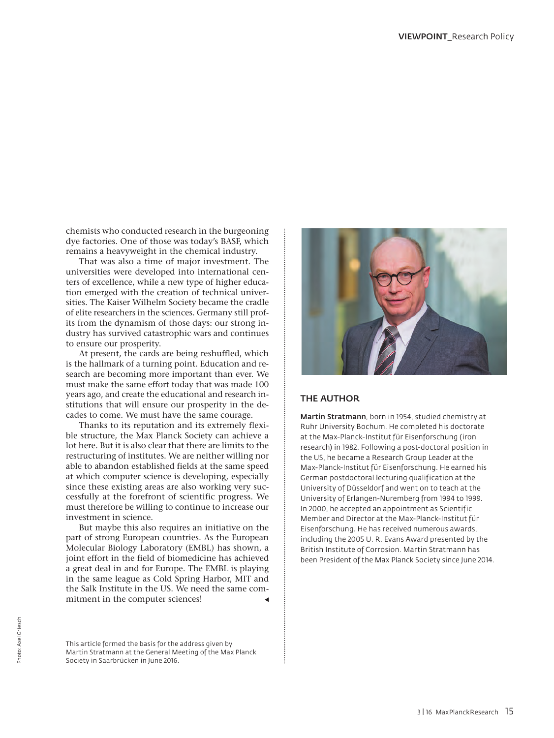chemists who conducted research in the burgeoning dye factories. One of those was today's BASF, which remains a heavyweight in the chemical industry.

That was also a time of major investment. The universities were developed into international centers of excellence, while a new type of higher education emerged with the creation of technical universities. The Kaiser Wilhelm Society became the cradle of elite researchers in the sciences. Germany still profits from the dynamism of those days: our strong industry has survived catastrophic wars and continues to ensure our prosperity.

At present, the cards are being reshuffled, which is the hallmark of a turning point. Education and research are becoming more important than ever. We must make the same effort today that was made 100 years ago, and create the educational and research institutions that will ensure our prosperity in the decades to come. We must have the same courage.

Thanks to its reputation and its extremely flexible structure, the Max Planck Society can achieve a lot here. But it is also clear that there are limits to the restructuring of institutes. We are neither willing nor able to abandon established fields at the same speed at which computer science is developing, especially since these existing areas are also working very successfully at the forefront of scientific progress. We must therefore be willing to continue to increase our investment in science.

But maybe this also requires an initiative on the part of strong European countries. As the European Molecular Biology Laboratory (EMBL) has shown, a joint effort in the field of biomedicine has achieved a great deal in and for Europe. The EMBL is playing in the same league as Cold Spring Harbor, MIT and the Salk Institute in the US. We need the same commitment in the computer sciences! ◂

This article formed the basis for the address given by Martin Stratmann at the General Meeting of the Max Planck Society in Saarbrücken in June 2016.

## THE AUTHOR

**Martin Stratmann**, born in 1954, studied chemistry at Ruhr University Bochum. He completed his doctorate at the Max-Planck-Institut für Eisenforschung (iron research) in 1982. Following a post-doctoral position in the US, he became a Research Group Leader at the Max-Planck-Institut für Eisenforschung. He earned his German postdoctoral lecturing qualification at the University of Düsseldorf and went on to teach at the University of Erlangen-Nuremberg from 1994 to 1999. In 2000, he accepted an appointment as Scientific Member and Director at the Max-Planck-Institut für Eisenforschung. He has received numerous awards, including the 2005 U. R. Evans Award presented by the British Institute of Corrosion. Martin Stratmann has been President of the Max Planck Society since June 2014.

Photo: Axel Griesch